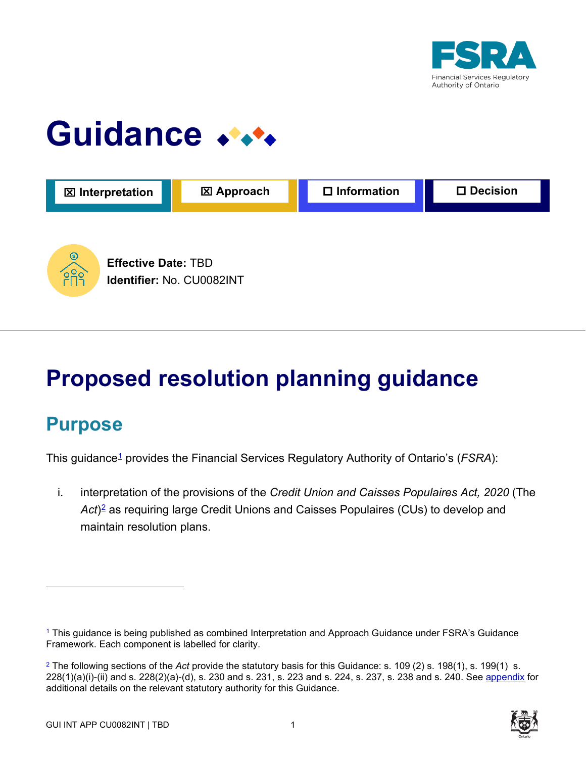FSRA
Financial Services Regulatory Authority of Ontario

# Guidance

☒ Interpretation | ☒ Approach | ☐ Information | ☐ Decision

**Effective Date:** TBD
**Identifier:** No. CU0082INT

# Proposed resolution planning guidance

## Purpose

This guidance[1] provides the Financial Services Regulatory Authority of Ontario's (*FSRA*):

i. interpretation of the provisions of the *Credit Union and Caisses Populaires Act, 2020* (The *Act*)[2] as requiring large Credit Unions and Caisses Populaires (CUs) to develop and maintain resolution plans.

---

[1] This guidance is being published as combined Interpretation and Approach Guidance under FSRA's Guidance Framework. Each component is labelled for clarity.

[2] The following sections of the *Act* provide the statutory basis for this Guidance: s. 109 (2) s. 198(1), s. 199(1) s. 228(1)(a)(i)-(ii) and s. 228(2)(a)-(d), s. 230 and s. 231, s. 223 and s. 224, s. 237, s. 238 and s. 240. See appendix for additional details on the relevant statutory authority for this Guidance.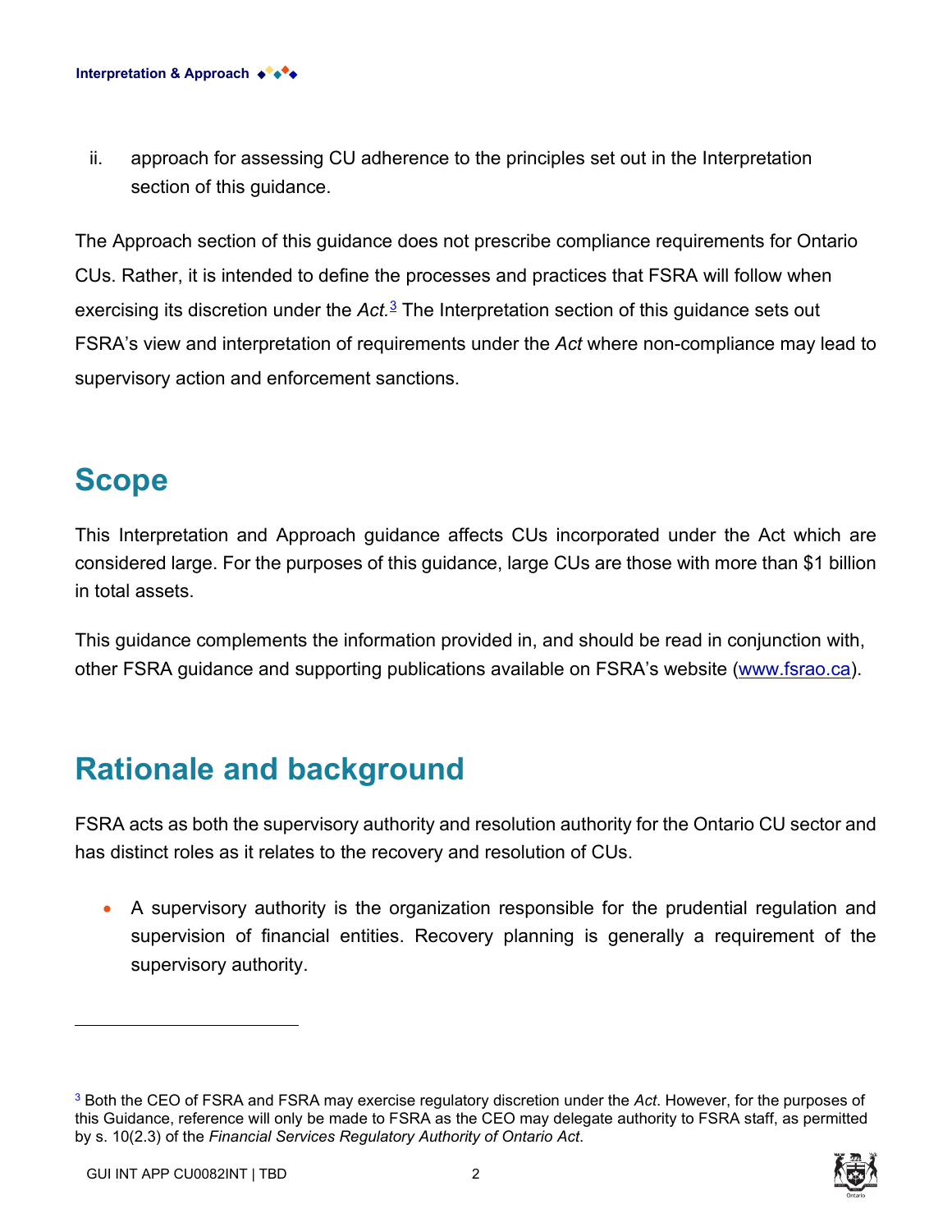ii. approach for assessing CU adherence to the principles set out in the Interpretation section of this guidance.

The Approach section of this guidance does not prescribe compliance requirements for Ontario CUs. Rather, it is intended to define the processes and practices that FSRA will follow when exercising its discretion under the *Act*.[3] The Interpretation section of this guidance sets out FSRA's view and interpretation of requirements under the *Act* where non-compliance may lead to supervisory action and enforcement sanctions.

## Scope

This Interpretation and Approach guidance affects CUs incorporated under the Act which are considered large. For the purposes of this guidance, large CUs are those with more than $1 billion in total assets.

This guidance complements the information provided in, and should be read in conjunction with, other FSRA guidance and supporting publications available on FSRA's website ([www.fsrao.ca](http://www.fsrao.ca)).

## Rationale and background

FSRA acts as both the supervisory authority and resolution authority for the Ontario CU sector and has distinct roles as it relates to the recovery and resolution of CUs.

- A supervisory authority is the organization responsible for the prudential regulation and supervision of financial entities. Recovery planning is generally a requirement of the supervisory authority.

---

[3] Both the CEO of FSRA and FSRA may exercise regulatory discretion under the *Act*. However, for the purposes of this Guidance, reference will only be made to FSRA as the CEO may delegate authority to FSRA staff, as permitted by s. 10(2.3) of the *Financial Services Regulatory Authority of Ontario Act*.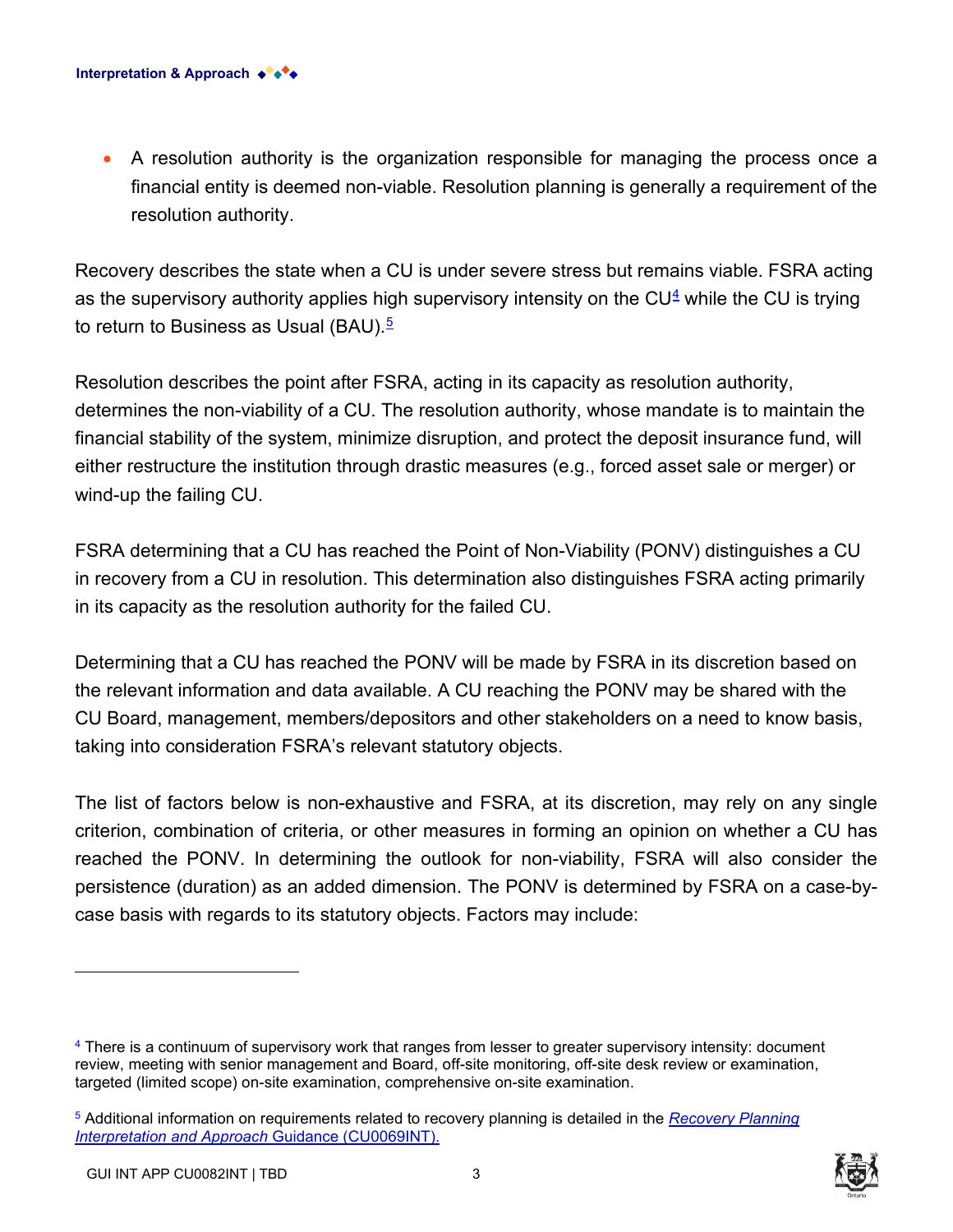- A resolution authority is the organization responsible for managing the process once a financial entity is deemed non-viable. Resolution planning is generally a requirement of the resolution authority.

Recovery describes the state when a CU is under severe stress but remains viable. FSRA acting as the supervisory authority applies high supervisory intensity on the CU[4] while the CU is trying to return to Business as Usual (BAU).[5]

Resolution describes the point after FSRA, acting in its capacity as resolution authority, determines the non-viability of a CU. The resolution authority, whose mandate is to maintain the financial stability of the system, minimize disruption, and protect the deposit insurance fund, will either restructure the institution through drastic measures (e.g., forced asset sale or merger) or wind-up the failing CU.

FSRA determining that a CU has reached the Point of Non-Viability (PONV) distinguishes a CU in recovery from a CU in resolution. This determination also distinguishes FSRA acting primarily in its capacity as the resolution authority for the failed CU.

Determining that a CU has reached the PONV will be made by FSRA in its discretion based on the relevant information and data available. A CU reaching the PONV may be shared with the CU Board, management, members/depositors and other stakeholders on a need to know basis, taking into consideration FSRA's relevant statutory objects.

The list of factors below is non-exhaustive and FSRA, at its discretion, may rely on any single criterion, combination of criteria, or other measures in forming an opinion on whether a CU has reached the PONV. In determining the outlook for non-viability, FSRA will also consider the persistence (duration) as an added dimension. The PONV is determined by FSRA on a case-by-case basis with regards to its statutory objects. Factors may include:

---

[4] There is a continuum of supervisory work that ranges from lesser to greater supervisory intensity: document review, meeting with senior management and Board, off-site monitoring, off-site desk review or examination, targeted (limited scope) on-site examination, comprehensive on-site examination.

[5] Additional information on requirements related to recovery planning is detailed in the *Recovery Planning Interpretation and Approach* Guidance (CU0069INT).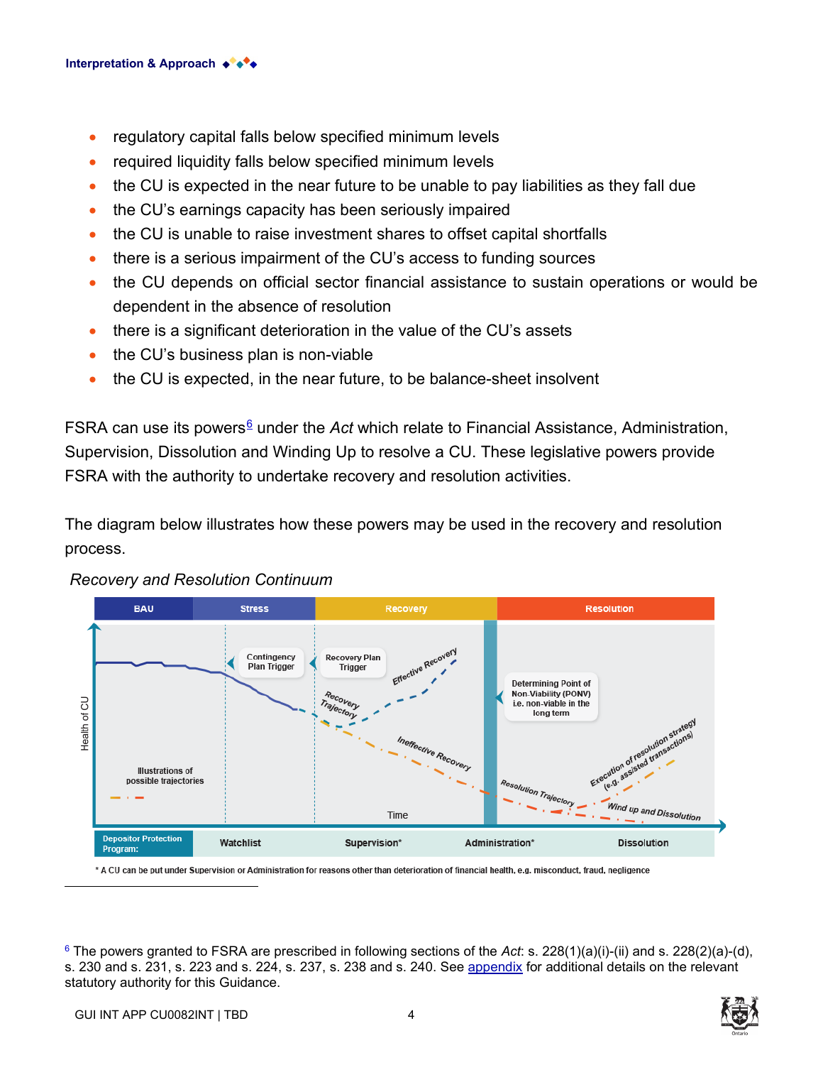- regulatory capital falls below specified minimum levels
- required liquidity falls below specified minimum levels
- the CU is expected in the near future to be unable to pay liabilities as they fall due
- the CU's earnings capacity has been seriously impaired
- the CU is unable to raise investment shares to offset capital shortfalls
- there is a serious impairment of the CU's access to funding sources
- the CU depends on official sector financial assistance to sustain operations or would be dependent in the absence of resolution
- there is a significant deterioration in the value of the CU's assets
- the CU's business plan is non-viable
- the CU is expected, in the near future, to be balance-sheet insolvent

FSRA can use its powers[6] under the *Act* which relate to Financial Assistance, Administration, Supervision, Dissolution and Winding Up to resolve a CU. These legislative powers provide FSRA with the authority to undertake recovery and resolution activities.

The diagram below illustrates how these powers may be used in the recovery and resolution process.

*Recovery and Resolution Continuum*

| BAU | Stress | Recovery | Resolution |
|---|---|---|---|
| Depositor Protection Program: | Watchlist | Supervision* / Administration* | Dissolution |

Contingency Plan Trigger; Recovery Plan Trigger; Effective Recovery; Recovery Trajectory; Ineffective Recovery; Determining Point of Non-Viability (PONV) i.e. non-viable in the long term; Resolution Trajectory; Execution of resolution strategy (e.g. assisted transactions); Wind up and Dissolution; Illustrations of possible trajectories; Health of CU; Time

\* A CU can be put under Supervision or Administration for reasons other than deterioration of financial health, e.g. misconduct, fraud, negligence

---

[6] The powers granted to FSRA are prescribed in following sections of the *Act*: s. 228(1)(a)(i)-(ii) and s. 228(2)(a)-(d), s. 230 and s. 231, s. 223 and s. 224, s. 237, s. 238 and s. 240. See appendix for additional details on the relevant statutory authority for this Guidance.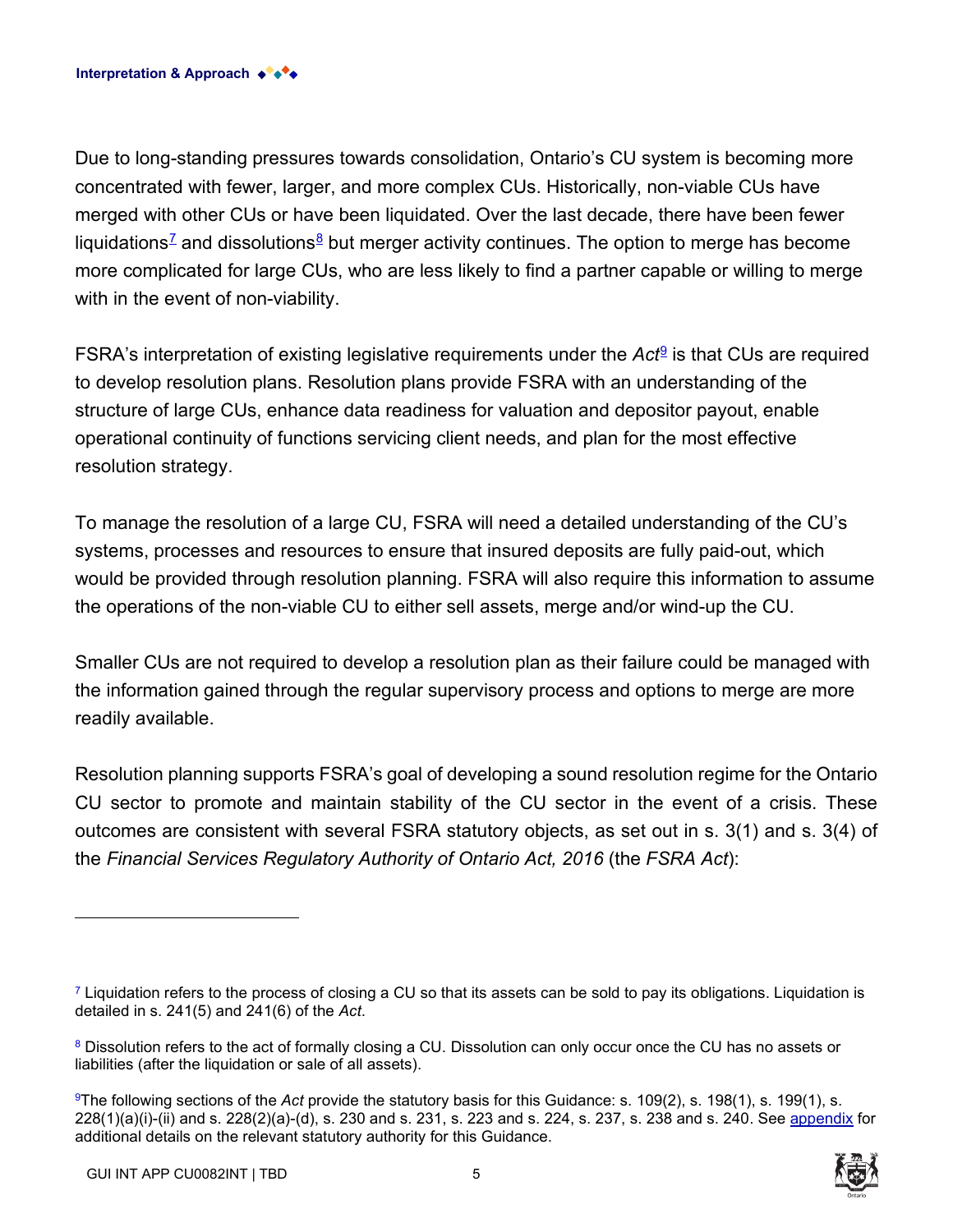Due to long-standing pressures towards consolidation, Ontario's CU system is becoming more concentrated with fewer, larger, and more complex CUs. Historically, non-viable CUs have merged with other CUs or have been liquidated. Over the last decade, there have been fewer liquidations[7] and dissolutions[8] but merger activity continues. The option to merge has become more complicated for large CUs, who are less likely to find a partner capable or willing to merge with in the event of non-viability.

FSRA's interpretation of existing legislative requirements under the *Act*[9] is that CUs are required to develop resolution plans. Resolution plans provide FSRA with an understanding of the structure of large CUs, enhance data readiness for valuation and depositor payout, enable operational continuity of functions servicing client needs, and plan for the most effective resolution strategy.

To manage the resolution of a large CU, FSRA will need a detailed understanding of the CU's systems, processes and resources to ensure that insured deposits are fully paid-out, which would be provided through resolution planning. FSRA will also require this information to assume the operations of the non-viable CU to either sell assets, merge and/or wind-up the CU.

Smaller CUs are not required to develop a resolution plan as their failure could be managed with the information gained through the regular supervisory process and options to merge are more readily available.

Resolution planning supports FSRA's goal of developing a sound resolution regime for the Ontario CU sector to promote and maintain stability of the CU sector in the event of a crisis. These outcomes are consistent with several FSRA statutory objects, as set out in s. 3(1) and s. 3(4) of the *Financial Services Regulatory Authority of Ontario Act, 2016* (the *FSRA Act*):

---

[7] Liquidation refers to the process of closing a CU so that its assets can be sold to pay its obligations. Liquidation is detailed in s. 241(5) and 241(6) of the *Act*.

[8] Dissolution refers to the act of formally closing a CU. Dissolution can only occur once the CU has no assets or liabilities (after the liquidation or sale of all assets).

[9] The following sections of the *Act* provide the statutory basis for this Guidance: s. 109(2), s. 198(1), s. 199(1), s. 228(1)(a)(i)-(ii) and s. 228(2)(a)-(d), s. 230 and s. 231, s. 223 and s. 224, s. 237, s. 238 and s. 240. See appendix for additional details on the relevant statutory authority for this Guidance.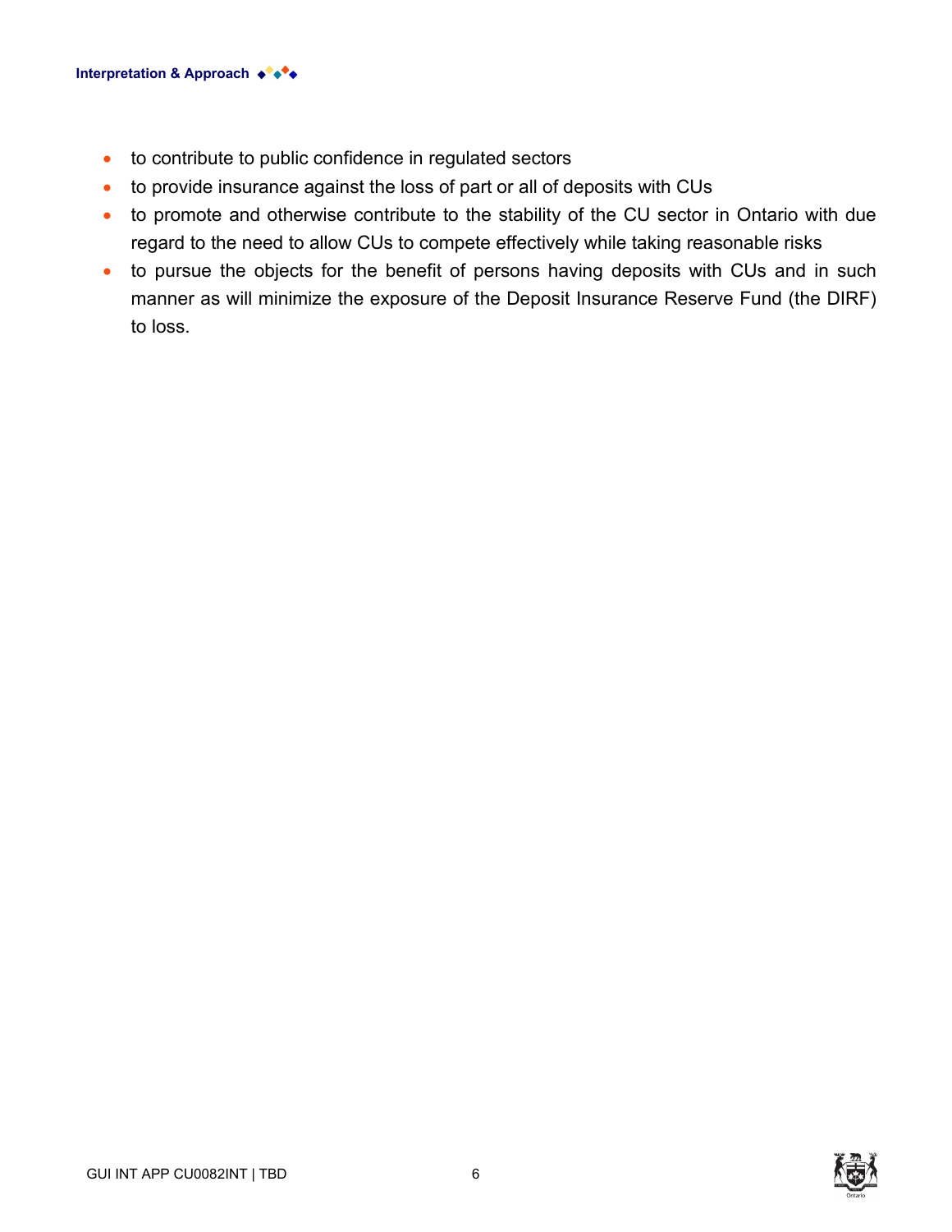- to contribute to public confidence in regulated sectors
- to provide insurance against the loss of part or all of deposits with CUs
- to promote and otherwise contribute to the stability of the CU sector in Ontario with due regard to the need to allow CUs to compete effectively while taking reasonable risks
- to pursue the objects for the benefit of persons having deposits with CUs and in such manner as will minimize the exposure of the Deposit Insurance Reserve Fund (the DIRF) to loss.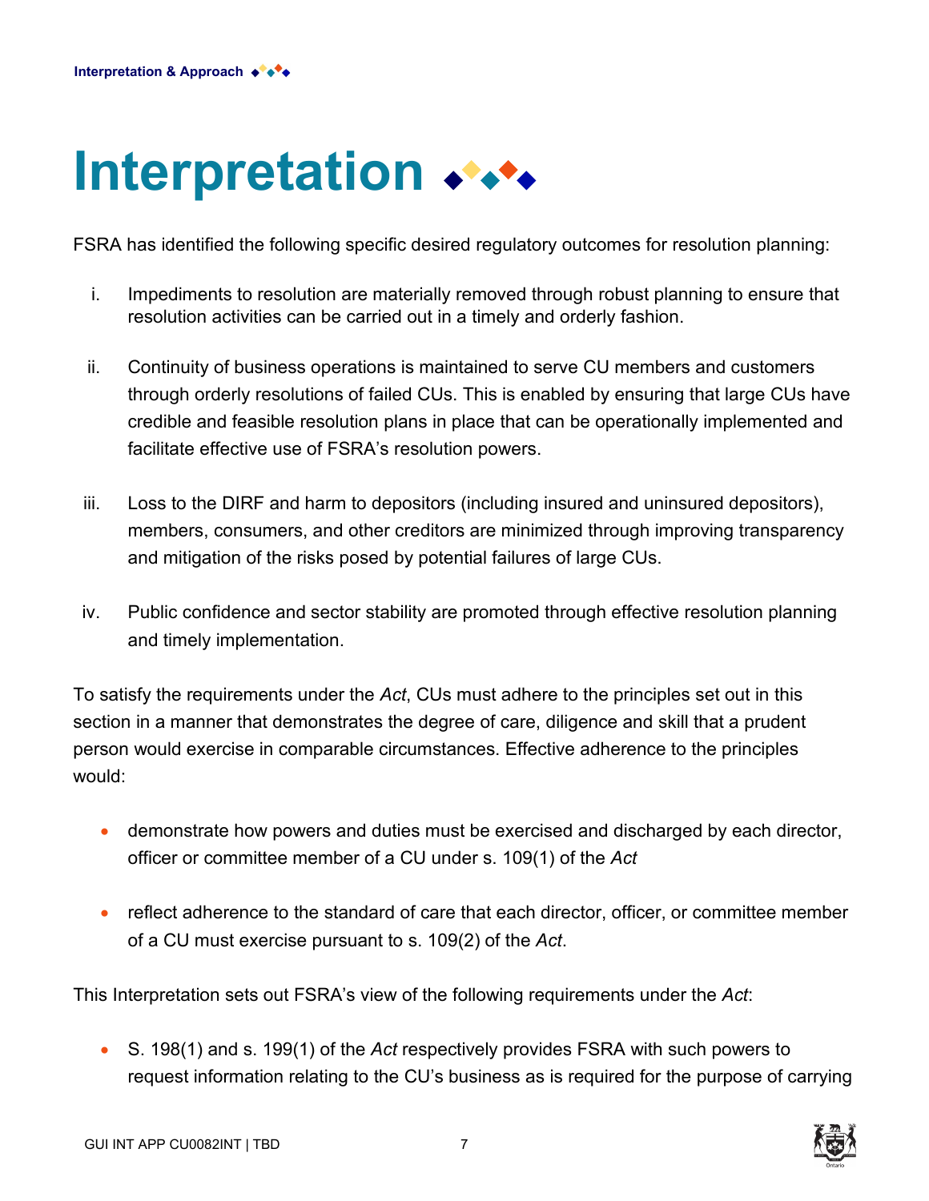# Interpretation

FSRA has identified the following specific desired regulatory outcomes for resolution planning:

i. Impediments to resolution are materially removed through robust planning to ensure that resolution activities can be carried out in a timely and orderly fashion.

ii. Continuity of business operations is maintained to serve CU members and customers through orderly resolutions of failed CUs. This is enabled by ensuring that large CUs have credible and feasible resolution plans in place that can be operationally implemented and facilitate effective use of FSRA's resolution powers.

iii. Loss to the DIRF and harm to depositors (including insured and uninsured depositors), members, consumers, and other creditors are minimized through improving transparency and mitigation of the risks posed by potential failures of large CUs.

iv. Public confidence and sector stability are promoted through effective resolution planning and timely implementation.

To satisfy the requirements under the *Act*, CUs must adhere to the principles set out in this section in a manner that demonstrates the degree of care, diligence and skill that a prudent person would exercise in comparable circumstances. Effective adherence to the principles would:

- demonstrate how powers and duties must be exercised and discharged by each director, officer or committee member of a CU under s. 109(1) of the *Act*
- reflect adherence to the standard of care that each director, officer, or committee member of a CU must exercise pursuant to s. 109(2) of the *Act*.

This Interpretation sets out FSRA's view of the following requirements under the *Act*:

- S. 198(1) and s. 199(1) of the *Act* respectively provides FSRA with such powers to request information relating to the CU's business as is required for the purpose of carrying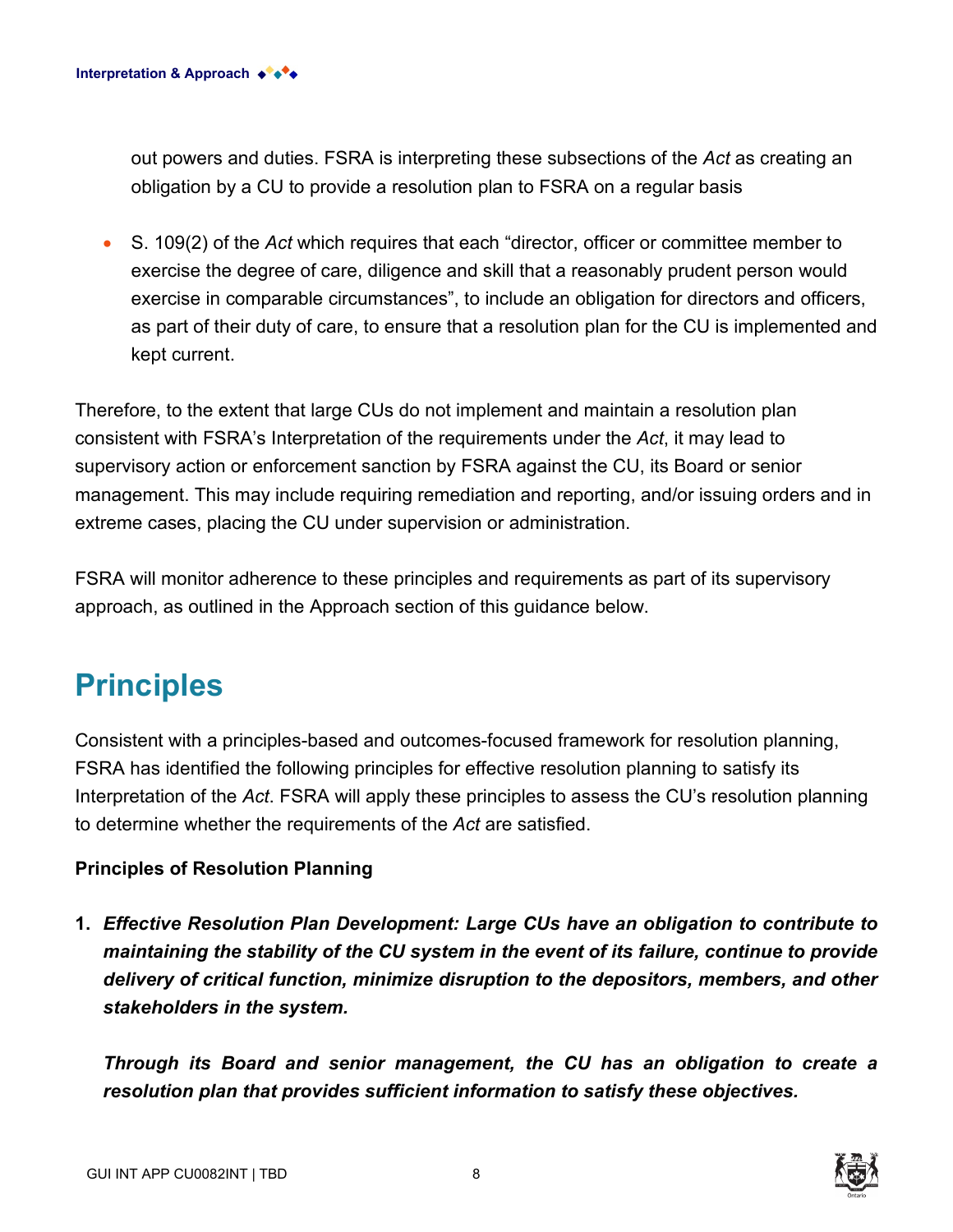out powers and duties. FSRA is interpreting these subsections of the *Act* as creating an obligation by a CU to provide a resolution plan to FSRA on a regular basis

- S. 109(2) of the *Act* which requires that each "director, officer or committee member to exercise the degree of care, diligence and skill that a reasonably prudent person would exercise in comparable circumstances", to include an obligation for directors and officers, as part of their duty of care, to ensure that a resolution plan for the CU is implemented and kept current.

Therefore, to the extent that large CUs do not implement and maintain a resolution plan consistent with FSRA's Interpretation of the requirements under the *Act*, it may lead to supervisory action or enforcement sanction by FSRA against the CU, its Board or senior management. This may include requiring remediation and reporting, and/or issuing orders and in extreme cases, placing the CU under supervision or administration.

FSRA will monitor adherence to these principles and requirements as part of its supervisory approach, as outlined in the Approach section of this guidance below.

# Principles

Consistent with a principles-based and outcomes-focused framework for resolution planning, FSRA has identified the following principles for effective resolution planning to satisfy its Interpretation of the *Act*. FSRA will apply these principles to assess the CU's resolution planning to determine whether the requirements of the *Act* are satisfied.

**Principles of Resolution Planning**

1. ***Effective Resolution Plan Development: Large CUs have an obligation to contribute to maintaining the stability of the CU system in the event of its failure, continue to provide delivery of critical function, minimize disruption to the depositors, members, and other stakeholders in the system.***

   ***Through its Board and senior management, the CU has an obligation to create a resolution plan that provides sufficient information to satisfy these objectives.***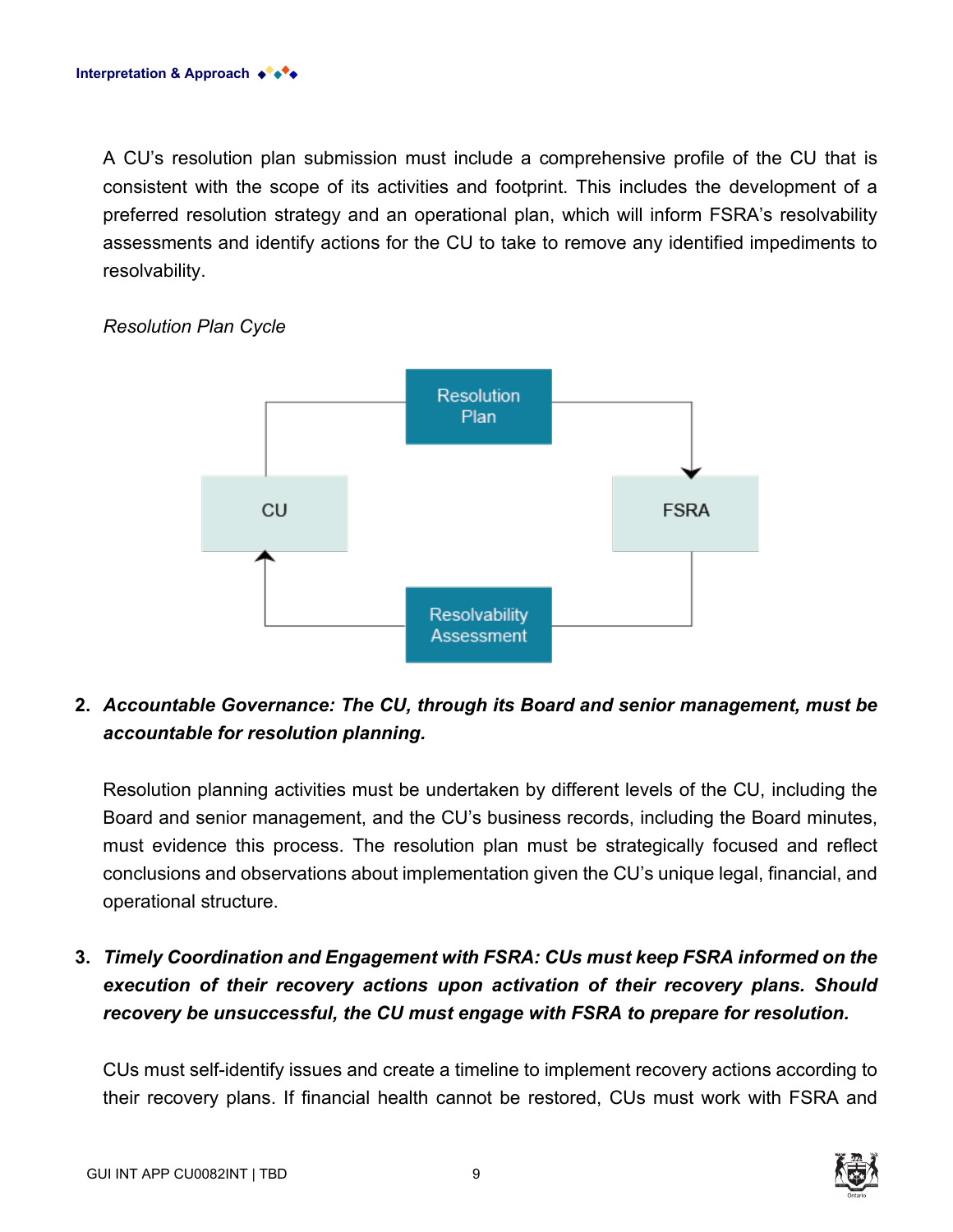A CU's resolution plan submission must include a comprehensive profile of the CU that is consistent with the scope of its activities and footprint. This includes the development of a preferred resolution strategy and an operational plan, which will inform FSRA's resolvability assessments and identify actions for the CU to take to remove any identified impediments to resolvability.

*Resolution Plan Cycle*

Resolution Plan

CU

FSRA

Resolvability Assessment

2. ***Accountable Governance: The CU, through its Board and senior management, must be accountable for resolution planning.***

   Resolution planning activities must be undertaken by different levels of the CU, including the Board and senior management, and the CU's business records, including the Board minutes, must evidence this process. The resolution plan must be strategically focused and reflect conclusions and observations about implementation given the CU's unique legal, financial, and operational structure.

3. ***Timely Coordination and Engagement with FSRA: CUs must keep FSRA informed on the execution of their recovery actions upon activation of their recovery plans. Should recovery be unsuccessful, the CU must engage with FSRA to prepare for resolution.***

   CUs must self-identify issues and create a timeline to implement recovery actions according to their recovery plans. If financial health cannot be restored, CUs must work with FSRA and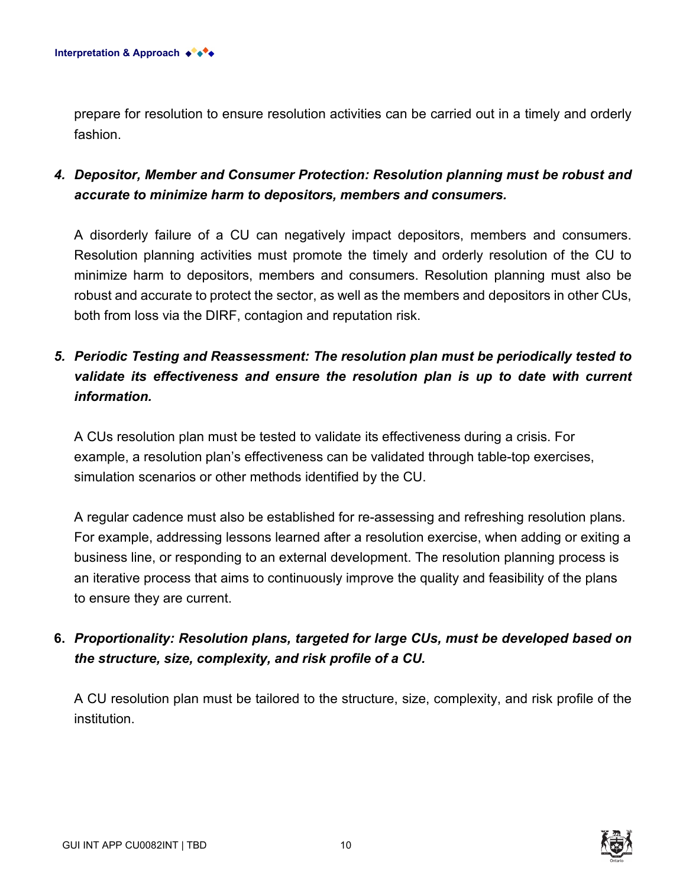prepare for resolution to ensure resolution activities can be carried out in a timely and orderly fashion.

4. ***Depositor, Member and Consumer Protection: Resolution planning must be robust and accurate to minimize harm to depositors, members and consumers.***

   A disorderly failure of a CU can negatively impact depositors, members and consumers. Resolution planning activities must promote the timely and orderly resolution of the CU to minimize harm to depositors, members and consumers. Resolution planning must also be robust and accurate to protect the sector, as well as the members and depositors in other CUs, both from loss via the DIRF, contagion and reputation risk.

5. ***Periodic Testing and Reassessment: The resolution plan must be periodically tested to validate its effectiveness and ensure the resolution plan is up to date with current information.***

   A CUs resolution plan must be tested to validate its effectiveness during a crisis. For example, a resolution plan's effectiveness can be validated through table-top exercises, simulation scenarios or other methods identified by the CU.

   A regular cadence must also be established for re-assessing and refreshing resolution plans. For example, addressing lessons learned after a resolution exercise, when adding or exiting a business line, or responding to an external development. The resolution planning process is an iterative process that aims to continuously improve the quality and feasibility of the plans to ensure they are current.

6. ***Proportionality: Resolution plans, targeted for large CUs, must be developed based on the structure, size, complexity, and risk profile of a CU.***

   A CU resolution plan must be tailored to the structure, size, complexity, and risk profile of the institution.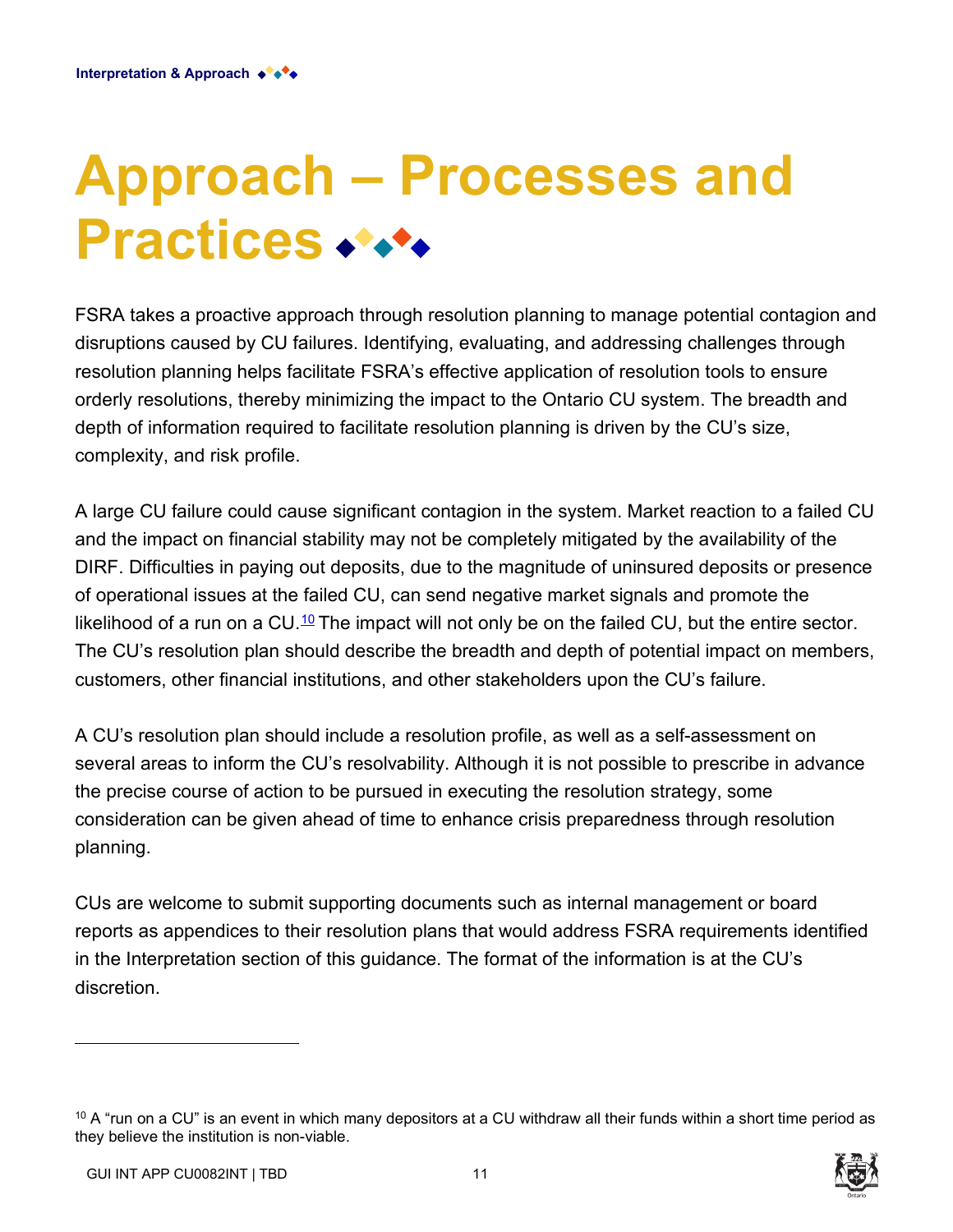# Approach – Processes and Practices

FSRA takes a proactive approach through resolution planning to manage potential contagion and disruptions caused by CU failures. Identifying, evaluating, and addressing challenges through resolution planning helps facilitate FSRA's effective application of resolution tools to ensure orderly resolutions, thereby minimizing the impact to the Ontario CU system. The breadth and depth of information required to facilitate resolution planning is driven by the CU's size, complexity, and risk profile.

A large CU failure could cause significant contagion in the system. Market reaction to a failed CU and the impact on financial stability may not be completely mitigated by the availability of the DIRF. Difficulties in paying out deposits, due to the magnitude of uninsured deposits or presence of operational issues at the failed CU, can send negative market signals and promote the likelihood of a run on a CU.[10] The impact will not only be on the failed CU, but the entire sector. The CU's resolution plan should describe the breadth and depth of potential impact on members, customers, other financial institutions, and other stakeholders upon the CU's failure.

A CU's resolution plan should include a resolution profile, as well as a self-assessment on several areas to inform the CU's resolvability. Although it is not possible to prescribe in advance the precise course of action to be pursued in executing the resolution strategy, some consideration can be given ahead of time to enhance crisis preparedness through resolution planning.

CUs are welcome to submit supporting documents such as internal management or board reports as appendices to their resolution plans that would address FSRA requirements identified in the Interpretation section of this guidance. The format of the information is at the CU's discretion.

---

[10] A "run on a CU" is an event in which many depositors at a CU withdraw all their funds within a short time period as they believe the institution is non-viable.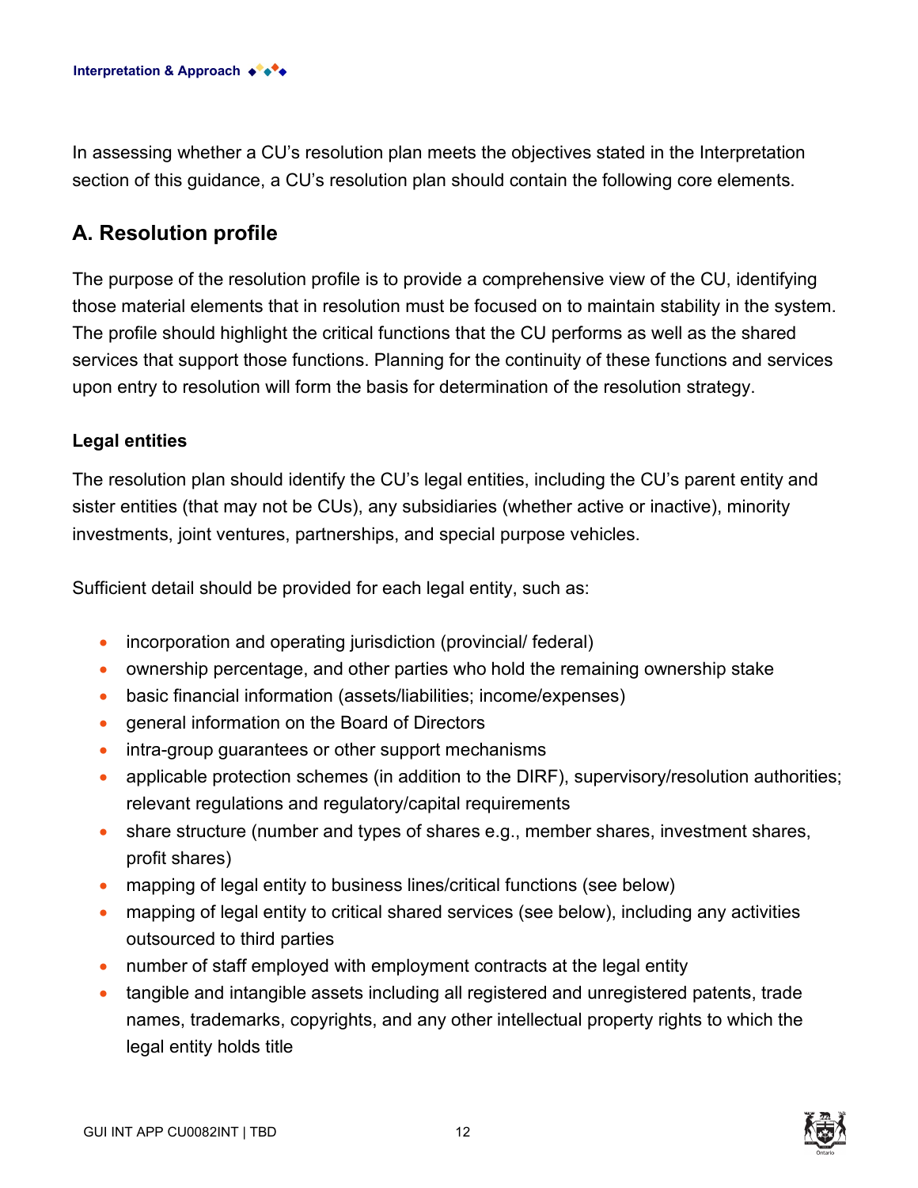In assessing whether a CU's resolution plan meets the objectives stated in the Interpretation section of this guidance, a CU's resolution plan should contain the following core elements.

## A. Resolution profile

The purpose of the resolution profile is to provide a comprehensive view of the CU, identifying those material elements that in resolution must be focused on to maintain stability in the system. The profile should highlight the critical functions that the CU performs as well as the shared services that support those functions. Planning for the continuity of these functions and services upon entry to resolution will form the basis for determination of the resolution strategy.

### Legal entities

The resolution plan should identify the CU's legal entities, including the CU's parent entity and sister entities (that may not be CUs), any subsidiaries (whether active or inactive), minority investments, joint ventures, partnerships, and special purpose vehicles.

Sufficient detail should be provided for each legal entity, such as:

- incorporation and operating jurisdiction (provincial/ federal)
- ownership percentage, and other parties who hold the remaining ownership stake
- basic financial information (assets/liabilities; income/expenses)
- general information on the Board of Directors
- intra-group guarantees or other support mechanisms
- applicable protection schemes (in addition to the DIRF), supervisory/resolution authorities; relevant regulations and regulatory/capital requirements
- share structure (number and types of shares e.g., member shares, investment shares, profit shares)
- mapping of legal entity to business lines/critical functions (see below)
- mapping of legal entity to critical shared services (see below), including any activities outsourced to third parties
- number of staff employed with employment contracts at the legal entity
- tangible and intangible assets including all registered and unregistered patents, trade names, trademarks, copyrights, and any other intellectual property rights to which the legal entity holds title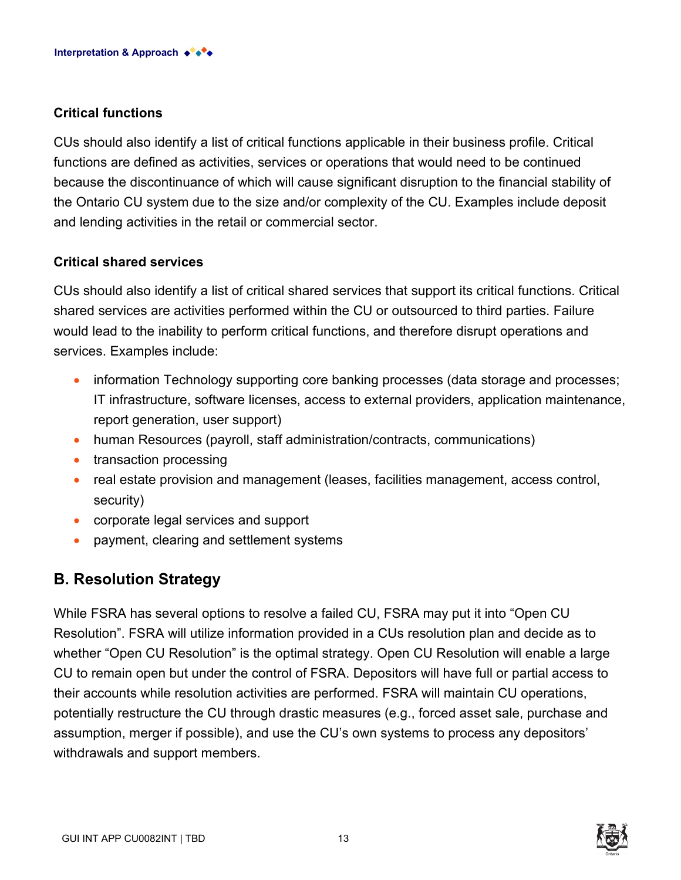### Critical functions

CUs should also identify a list of critical functions applicable in their business profile. Critical functions are defined as activities, services or operations that would need to be continued because the discontinuance of which will cause significant disruption to the financial stability of the Ontario CU system due to the size and/or complexity of the CU. Examples include deposit and lending activities in the retail or commercial sector.

### Critical shared services

CUs should also identify a list of critical shared services that support its critical functions. Critical shared services are activities performed within the CU or outsourced to third parties. Failure would lead to the inability to perform critical functions, and therefore disrupt operations and services. Examples include:

- information Technology supporting core banking processes (data storage and processes; IT infrastructure, software licenses, access to external providers, application maintenance, report generation, user support)
- human Resources (payroll, staff administration/contracts, communications)
- transaction processing
- real estate provision and management (leases, facilities management, access control, security)
- corporate legal services and support
- payment, clearing and settlement systems

## B. Resolution Strategy

While FSRA has several options to resolve a failed CU, FSRA may put it into “Open CU Resolution”. FSRA will utilize information provided in a CUs resolution plan and decide as to whether “Open CU Resolution” is the optimal strategy. Open CU Resolution will enable a large CU to remain open but under the control of FSRA. Depositors will have full or partial access to their accounts while resolution activities are performed. FSRA will maintain CU operations, potentially restructure the CU through drastic measures (e.g., forced asset sale, purchase and assumption, merger if possible), and use the CU’s own systems to process any depositors’ withdrawals and support members.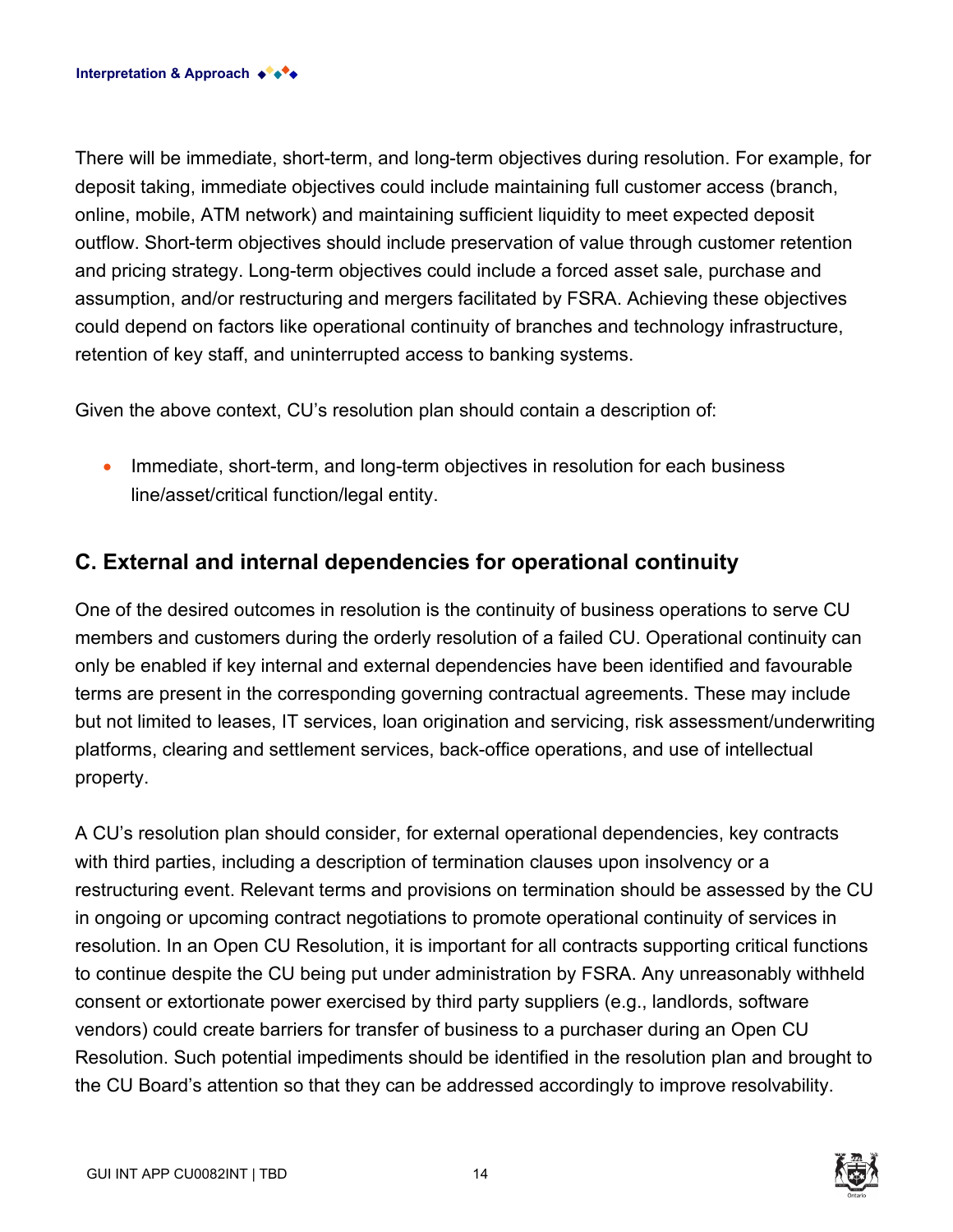There will be immediate, short-term, and long-term objectives during resolution. For example, for deposit taking, immediate objectives could include maintaining full customer access (branch, online, mobile, ATM network) and maintaining sufficient liquidity to meet expected deposit outflow. Short-term objectives should include preservation of value through customer retention and pricing strategy. Long-term objectives could include a forced asset sale, purchase and assumption, and/or restructuring and mergers facilitated by FSRA. Achieving these objectives could depend on factors like operational continuity of branches and technology infrastructure, retention of key staff, and uninterrupted access to banking systems.

Given the above context, CU's resolution plan should contain a description of:

- Immediate, short-term, and long-term objectives in resolution for each business line/asset/critical function/legal entity.

## C. External and internal dependencies for operational continuity

One of the desired outcomes in resolution is the continuity of business operations to serve CU members and customers during the orderly resolution of a failed CU. Operational continuity can only be enabled if key internal and external dependencies have been identified and favourable terms are present in the corresponding governing contractual agreements. These may include but not limited to leases, IT services, loan origination and servicing, risk assessment/underwriting platforms, clearing and settlement services, back-office operations, and use of intellectual property.

A CU's resolution plan should consider, for external operational dependencies, key contracts with third parties, including a description of termination clauses upon insolvency or a restructuring event. Relevant terms and provisions on termination should be assessed by the CU in ongoing or upcoming contract negotiations to promote operational continuity of services in resolution. In an Open CU Resolution, it is important for all contracts supporting critical functions to continue despite the CU being put under administration by FSRA. Any unreasonably withheld consent or extortionate power exercised by third party suppliers (e.g., landlords, software vendors) could create barriers for transfer of business to a purchaser during an Open CU Resolution. Such potential impediments should be identified in the resolution plan and brought to the CU Board's attention so that they can be addressed accordingly to improve resolvability.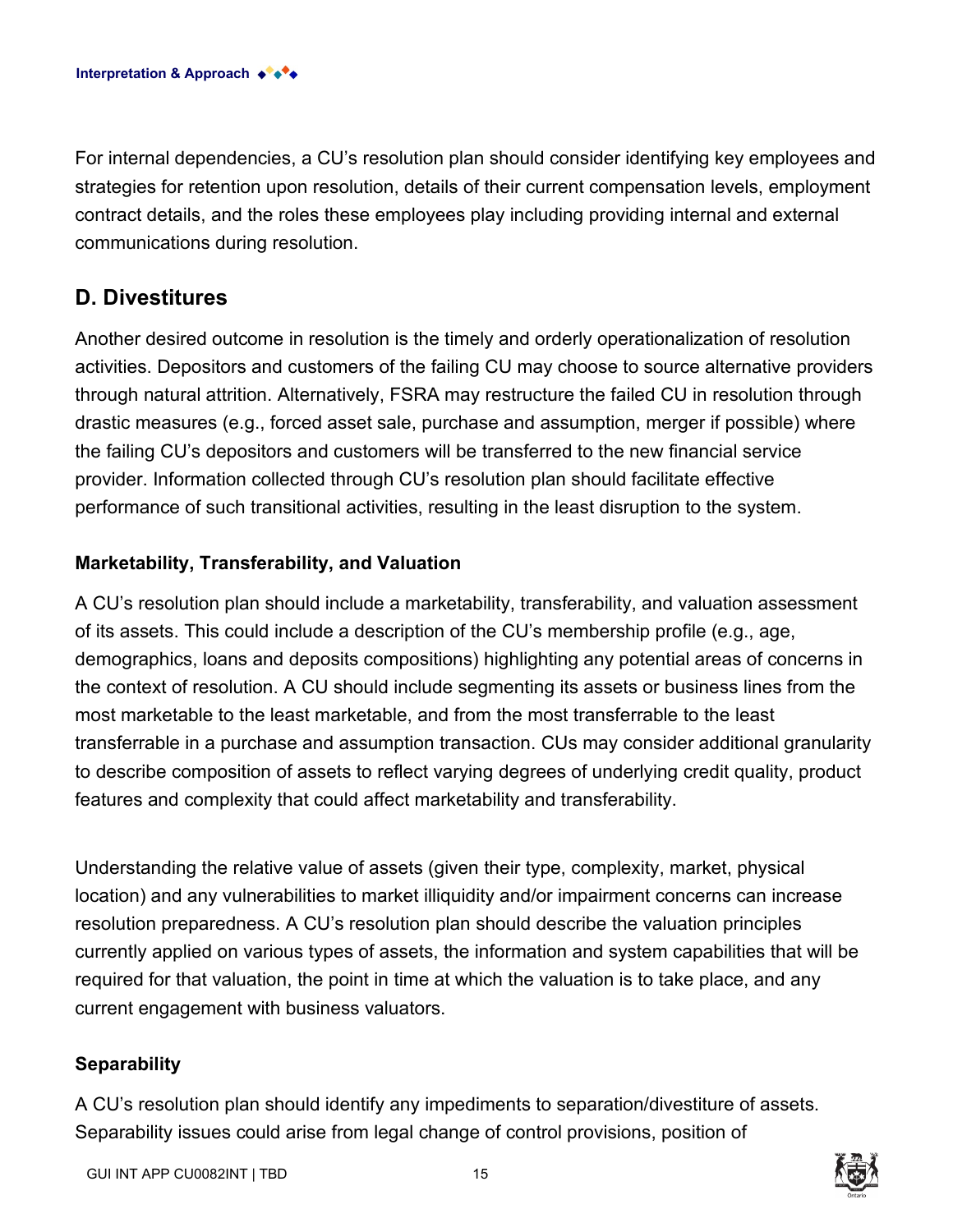For internal dependencies, a CU's resolution plan should consider identifying key employees and strategies for retention upon resolution, details of their current compensation levels, employment contract details, and the roles these employees play including providing internal and external communications during resolution.

## D. Divestitures

Another desired outcome in resolution is the timely and orderly operationalization of resolution activities. Depositors and customers of the failing CU may choose to source alternative providers through natural attrition. Alternatively, FSRA may restructure the failed CU in resolution through drastic measures (e.g., forced asset sale, purchase and assumption, merger if possible) where the failing CU's depositors and customers will be transferred to the new financial service provider. Information collected through CU's resolution plan should facilitate effective performance of such transitional activities, resulting in the least disruption to the system.

### Marketability, Transferability, and Valuation

A CU's resolution plan should include a marketability, transferability, and valuation assessment of its assets. This could include a description of the CU's membership profile (e.g., age, demographics, loans and deposits compositions) highlighting any potential areas of concerns in the context of resolution. A CU should include segmenting its assets or business lines from the most marketable to the least marketable, and from the most transferrable to the least transferrable in a purchase and assumption transaction. CUs may consider additional granularity to describe composition of assets to reflect varying degrees of underlying credit quality, product features and complexity that could affect marketability and transferability.

Understanding the relative value of assets (given their type, complexity, market, physical location) and any vulnerabilities to market illiquidity and/or impairment concerns can increase resolution preparedness. A CU's resolution plan should describe the valuation principles currently applied on various types of assets, the information and system capabilities that will be required for that valuation, the point in time at which the valuation is to take place, and any current engagement with business valuators.

### Separability

A CU's resolution plan should identify any impediments to separation/divestiture of assets. Separability issues could arise from legal change of control provisions, position of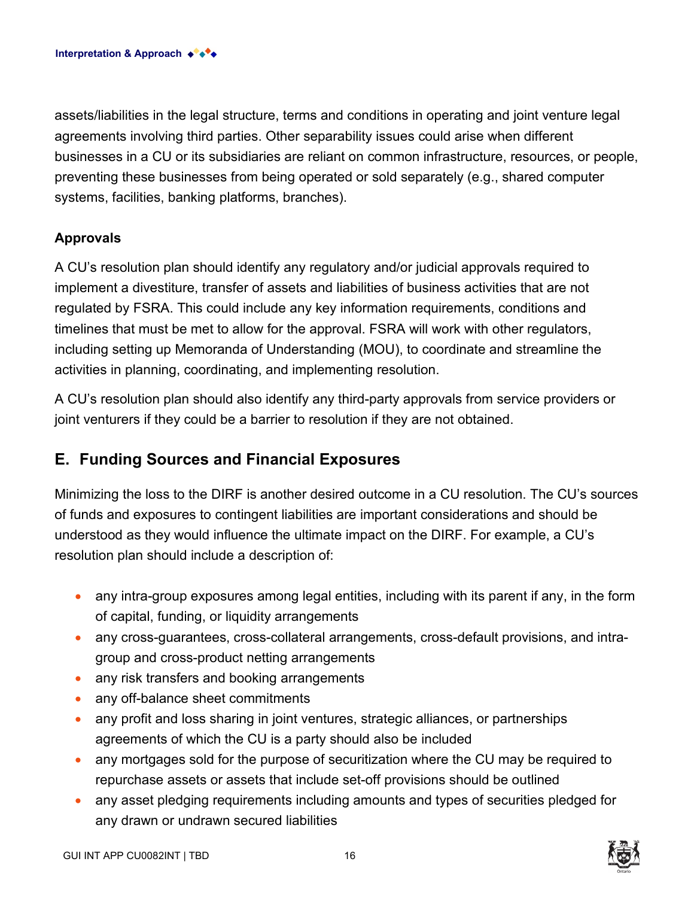assets/liabilities in the legal structure, terms and conditions in operating and joint venture legal agreements involving third parties. Other separability issues could arise when different businesses in a CU or its subsidiaries are reliant on common infrastructure, resources, or people, preventing these businesses from being operated or sold separately (e.g., shared computer systems, facilities, banking platforms, branches).

**Approvals**

A CU's resolution plan should identify any regulatory and/or judicial approvals required to implement a divestiture, transfer of assets and liabilities of business activities that are not regulated by FSRA. This could include any key information requirements, conditions and timelines that must be met to allow for the approval. FSRA will work with other regulators, including setting up Memoranda of Understanding (MOU), to coordinate and streamline the activities in planning, coordinating, and implementing resolution.

A CU's resolution plan should also identify any third-party approvals from service providers or joint venturers if they could be a barrier to resolution if they are not obtained.

## E. Funding Sources and Financial Exposures

Minimizing the loss to the DIRF is another desired outcome in a CU resolution. The CU's sources of funds and exposures to contingent liabilities are important considerations and should be understood as they would influence the ultimate impact on the DIRF. For example, a CU's resolution plan should include a description of:

- any intra-group exposures among legal entities, including with its parent if any, in the form of capital, funding, or liquidity arrangements
- any cross-guarantees, cross-collateral arrangements, cross-default provisions, and intra-group and cross-product netting arrangements
- any risk transfers and booking arrangements
- any off-balance sheet commitments
- any profit and loss sharing in joint ventures, strategic alliances, or partnerships agreements of which the CU is a party should also be included
- any mortgages sold for the purpose of securitization where the CU may be required to repurchase assets or assets that include set-off provisions should be outlined
- any asset pledging requirements including amounts and types of securities pledged for any drawn or undrawn secured liabilities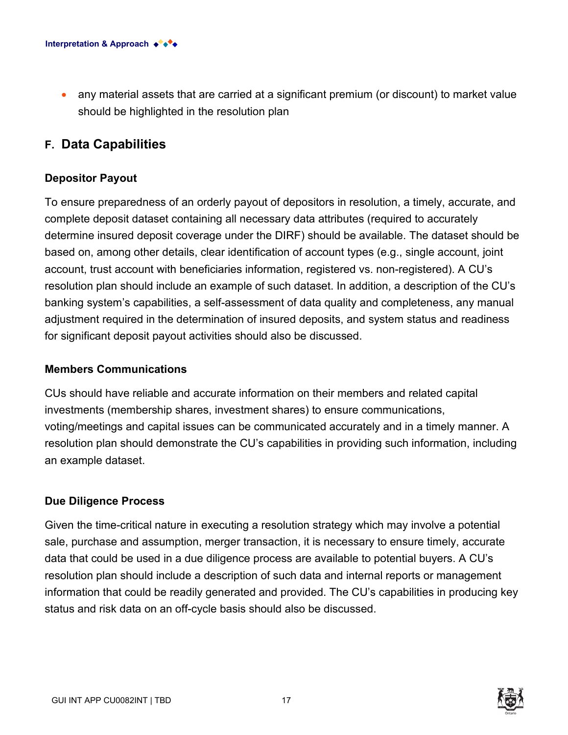- any material assets that are carried at a significant premium (or discount) to market value should be highlighted in the resolution plan

## F. Data Capabilities

### Depositor Payout

To ensure preparedness of an orderly payout of depositors in resolution, a timely, accurate, and complete deposit dataset containing all necessary data attributes (required to accurately determine insured deposit coverage under the DIRF) should be available. The dataset should be based on, among other details, clear identification of account types (e.g., single account, joint account, trust account with beneficiaries information, registered vs. non-registered). A CU's resolution plan should include an example of such dataset. In addition, a description of the CU's banking system's capabilities, a self-assessment of data quality and completeness, any manual adjustment required in the determination of insured deposits, and system status and readiness for significant deposit payout activities should also be discussed.

### Members Communications

CUs should have reliable and accurate information on their members and related capital investments (membership shares, investment shares) to ensure communications, voting/meetings and capital issues can be communicated accurately and in a timely manner. A resolution plan should demonstrate the CU's capabilities in providing such information, including an example dataset.

### Due Diligence Process

Given the time-critical nature in executing a resolution strategy which may involve a potential sale, purchase and assumption, merger transaction, it is necessary to ensure timely, accurate data that could be used in a due diligence process are available to potential buyers. A CU's resolution plan should include a description of such data and internal reports or management information that could be readily generated and provided. The CU's capabilities in producing key status and risk data on an off-cycle basis should also be discussed.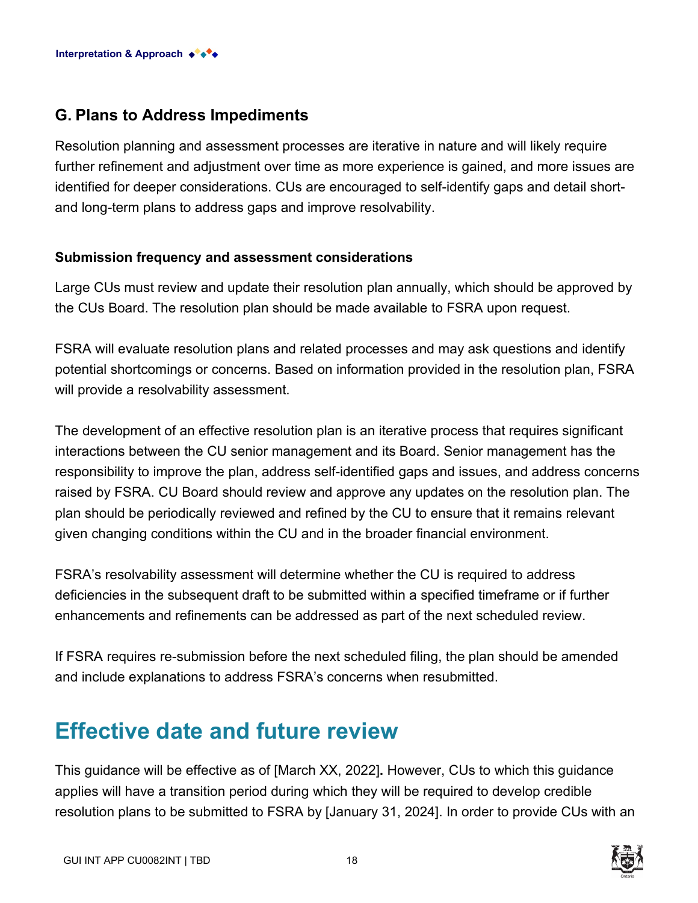## G. Plans to Address Impediments

Resolution planning and assessment processes are iterative in nature and will likely require further refinement and adjustment over time as more experience is gained, and more issues are identified for deeper considerations. CUs are encouraged to self-identify gaps and detail short- and long-term plans to address gaps and improve resolvability.

### Submission frequency and assessment considerations

Large CUs must review and update their resolution plan annually, which should be approved by the CUs Board. The resolution plan should be made available to FSRA upon request.

FSRA will evaluate resolution plans and related processes and may ask questions and identify potential shortcomings or concerns. Based on information provided in the resolution plan, FSRA will provide a resolvability assessment.

The development of an effective resolution plan is an iterative process that requires significant interactions between the CU senior management and its Board. Senior management has the responsibility to improve the plan, address self-identified gaps and issues, and address concerns raised by FSRA. CU Board should review and approve any updates on the resolution plan. The plan should be periodically reviewed and refined by the CU to ensure that it remains relevant given changing conditions within the CU and in the broader financial environment.

FSRA's resolvability assessment will determine whether the CU is required to address deficiencies in the subsequent draft to be submitted within a specified timeframe or if further enhancements and refinements can be addressed as part of the next scheduled review.

If FSRA requires re-submission before the next scheduled filing, the plan should be amended and include explanations to address FSRA's concerns when resubmitted.

# Effective date and future review

This guidance will be effective as of [March XX, 2022]**.** However, CUs to which this guidance applies will have a transition period during which they will be required to develop credible resolution plans to be submitted to FSRA by [January 31, 2024]. In order to provide CUs with an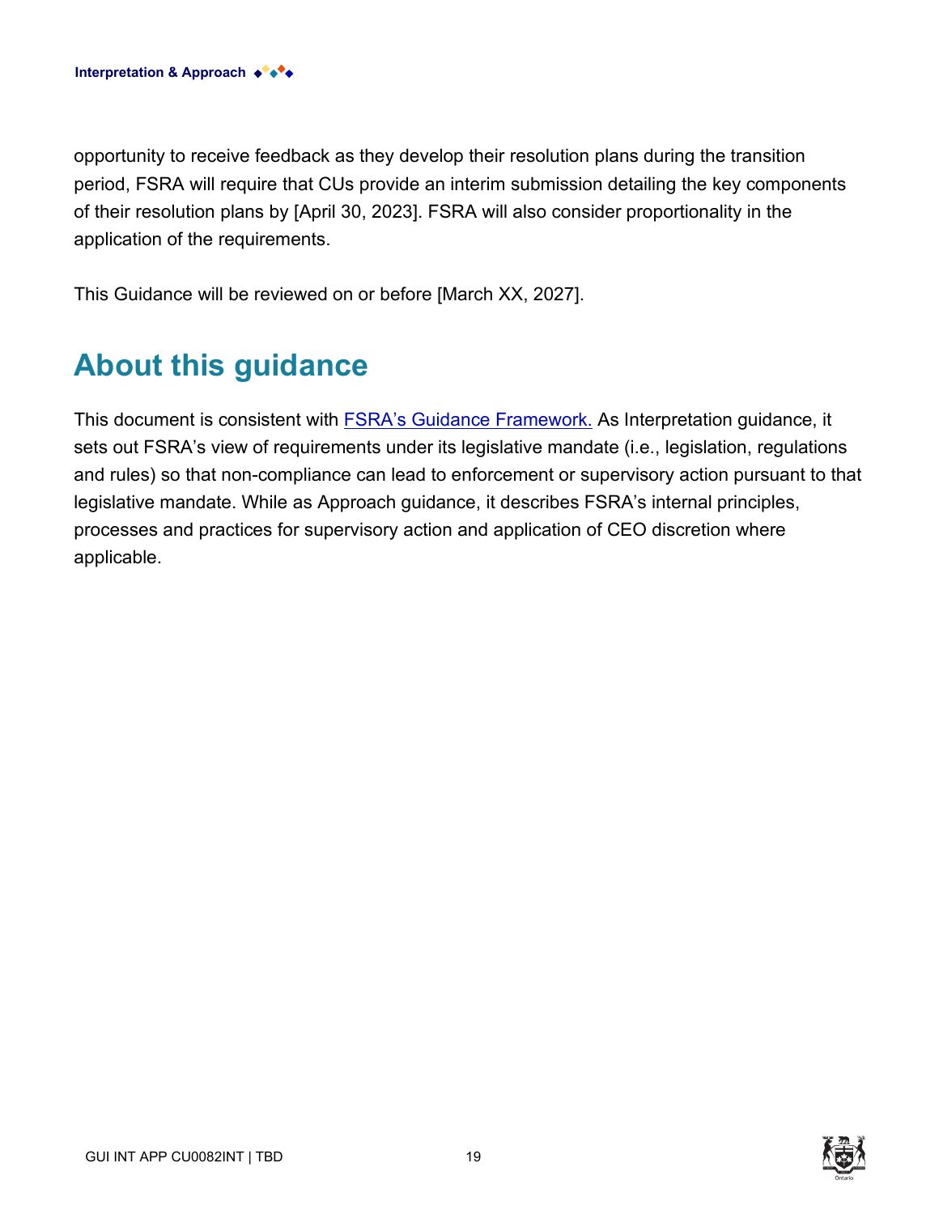opportunity to receive feedback as they develop their resolution plans during the transition period, FSRA will require that CUs provide an interim submission detailing the key components of their resolution plans by [April 30, 2023]. FSRA will also consider proportionality in the application of the requirements.

This Guidance will be reviewed on or before [March XX, 2027].

## About this guidance

This document is consistent with FSRA's Guidance Framework. As Interpretation guidance, it sets out FSRA's view of requirements under its legislative mandate (i.e., legislation, regulations and rules) so that non-compliance can lead to enforcement or supervisory action pursuant to that legislative mandate. While as Approach guidance, it describes FSRA's internal principles, processes and practices for supervisory action and application of CEO discretion where applicable.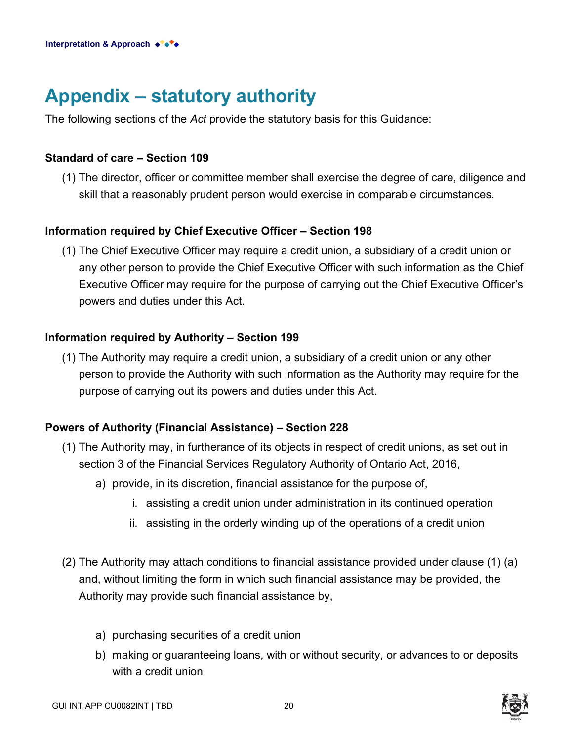# Appendix – statutory authority

The following sections of the *Act* provide the statutory basis for this Guidance:

**Standard of care – Section 109**

(1) The director, officer or committee member shall exercise the degree of care, diligence and skill that a reasonably prudent person would exercise in comparable circumstances.

**Information required by Chief Executive Officer – Section 198**

(1) The Chief Executive Officer may require a credit union, a subsidiary of a credit union or any other person to provide the Chief Executive Officer with such information as the Chief Executive Officer may require for the purpose of carrying out the Chief Executive Officer's powers and duties under this Act.

**Information required by Authority – Section 199**

(1) The Authority may require a credit union, a subsidiary of a credit union or any other person to provide the Authority with such information as the Authority may require for the purpose of carrying out its powers and duties under this Act.

**Powers of Authority (Financial Assistance) – Section 228**

(1) The Authority may, in furtherance of its objects in respect of credit unions, as set out in section 3 of the Financial Services Regulatory Authority of Ontario Act, 2016,

   a) provide, in its discretion, financial assistance for the purpose of,

      i. assisting a credit union under administration in its continued operation

      ii. assisting in the orderly winding up of the operations of a credit union

(2) The Authority may attach conditions to financial assistance provided under clause (1) (a) and, without limiting the form in which such financial assistance may be provided, the Authority may provide such financial assistance by,

   a) purchasing securities of a credit union

   b) making or guaranteeing loans, with or without security, or advances to or deposits with a credit union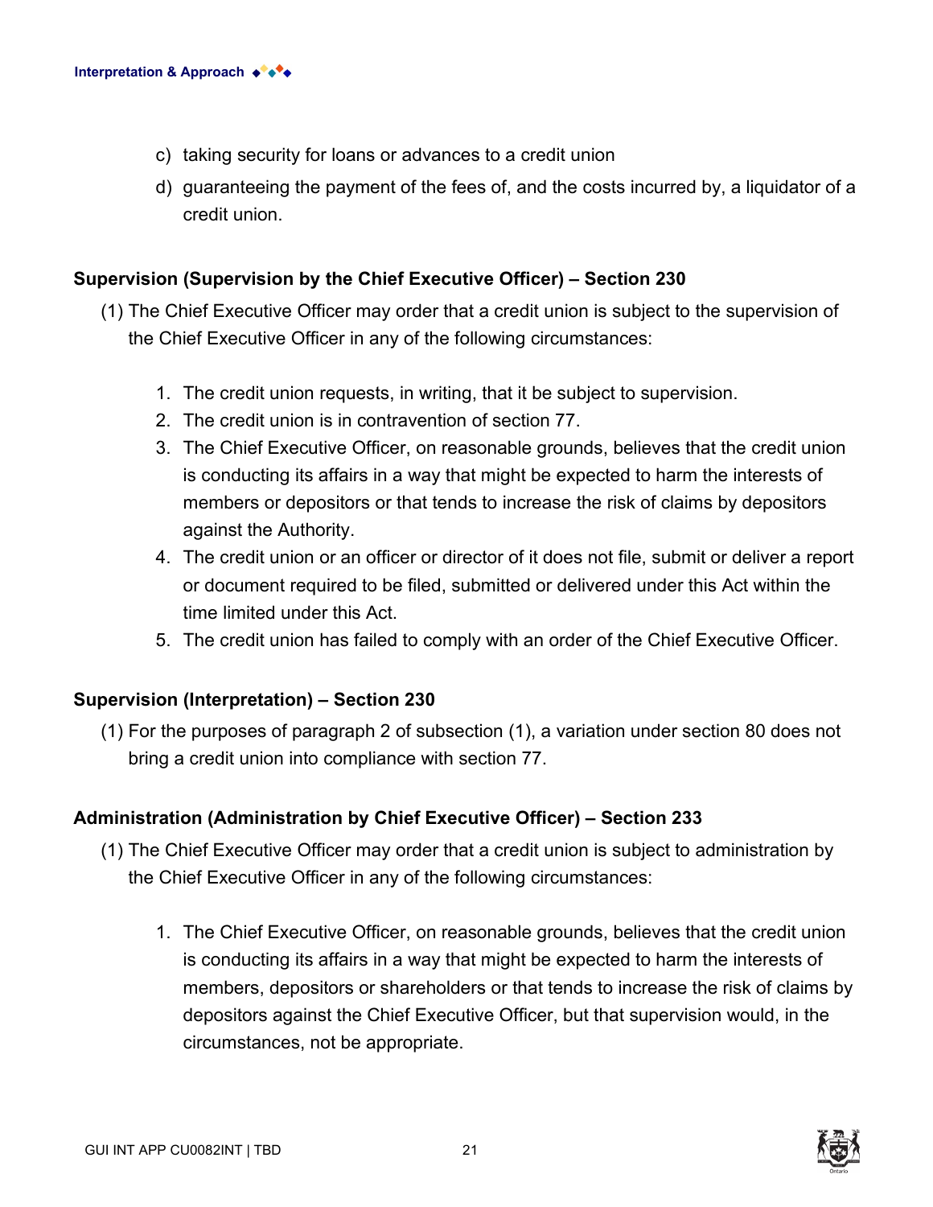c) taking security for loans or advances to a credit union

d) guaranteeing the payment of the fees of, and the costs incurred by, a liquidator of a credit union.

**Supervision (Supervision by the Chief Executive Officer) – Section 230**

(1) The Chief Executive Officer may order that a credit union is subject to the supervision of the Chief Executive Officer in any of the following circumstances:

1. The credit union requests, in writing, that it be subject to supervision.
2. The credit union is in contravention of section 77.
3. The Chief Executive Officer, on reasonable grounds, believes that the credit union is conducting its affairs in a way that might be expected to harm the interests of members or depositors or that tends to increase the risk of claims by depositors against the Authority.
4. The credit union or an officer or director of it does not file, submit or deliver a report or document required to be filed, submitted or delivered under this Act within the time limited under this Act.
5. The credit union has failed to comply with an order of the Chief Executive Officer.

**Supervision (Interpretation) – Section 230**

(1) For the purposes of paragraph 2 of subsection (1), a variation under section 80 does not bring a credit union into compliance with section 77.

**Administration (Administration by Chief Executive Officer) – Section 233**

(1) The Chief Executive Officer may order that a credit union is subject to administration by the Chief Executive Officer in any of the following circumstances:

1. The Chief Executive Officer, on reasonable grounds, believes that the credit union is conducting its affairs in a way that might be expected to harm the interests of members, depositors or shareholders or that tends to increase the risk of claims by depositors against the Chief Executive Officer, but that supervision would, in the circumstances, not be appropriate.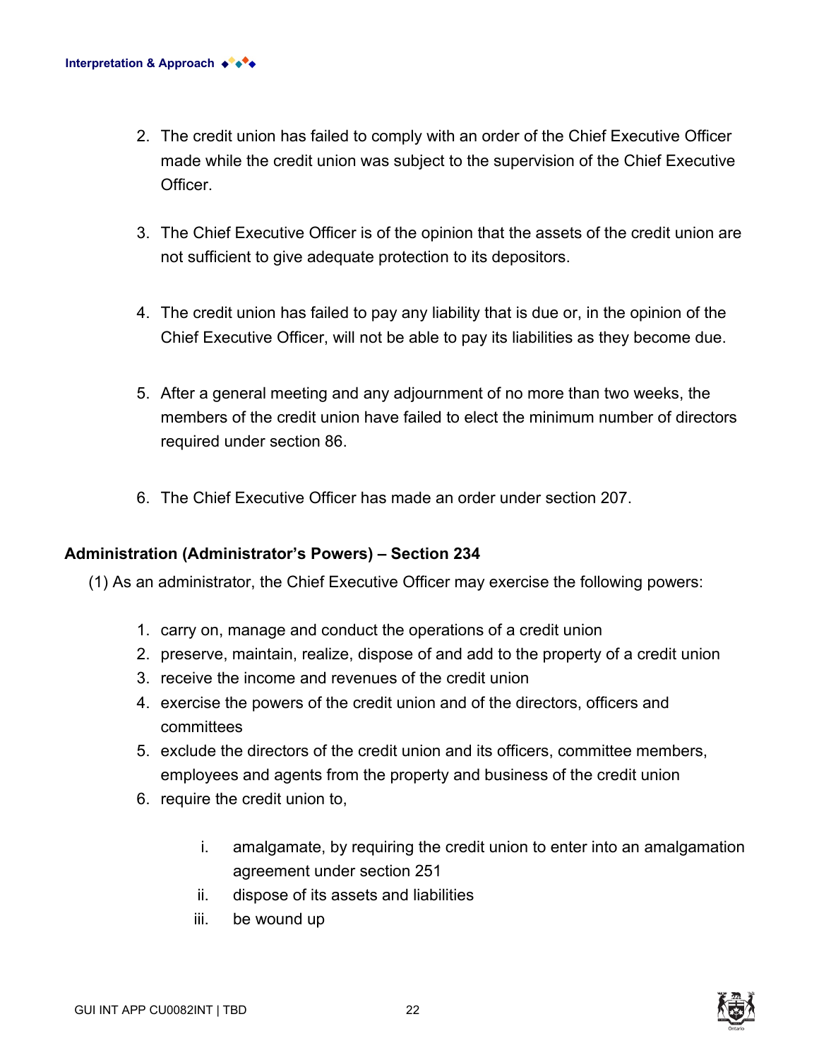2. The credit union has failed to comply with an order of the Chief Executive Officer made while the credit union was subject to the supervision of the Chief Executive Officer.

3. The Chief Executive Officer is of the opinion that the assets of the credit union are not sufficient to give adequate protection to its depositors.

4. The credit union has failed to pay any liability that is due or, in the opinion of the Chief Executive Officer, will not be able to pay its liabilities as they become due.

5. After a general meeting and any adjournment of no more than two weeks, the members of the credit union have failed to elect the minimum number of directors required under section 86.

6. The Chief Executive Officer has made an order under section 207.

**Administration (Administrator's Powers) – Section 234**

(1) As an administrator, the Chief Executive Officer may exercise the following powers:

1. carry on, manage and conduct the operations of a credit union
2. preserve, maintain, realize, dispose of and add to the property of a credit union
3. receive the income and revenues of the credit union
4. exercise the powers of the credit union and of the directors, officers and committees
5. exclude the directors of the credit union and its officers, committee members, employees and agents from the property and business of the credit union
6. require the credit union to,

    i. amalgamate, by requiring the credit union to enter into an amalgamation agreement under section 251

    ii. dispose of its assets and liabilities

    iii. be wound up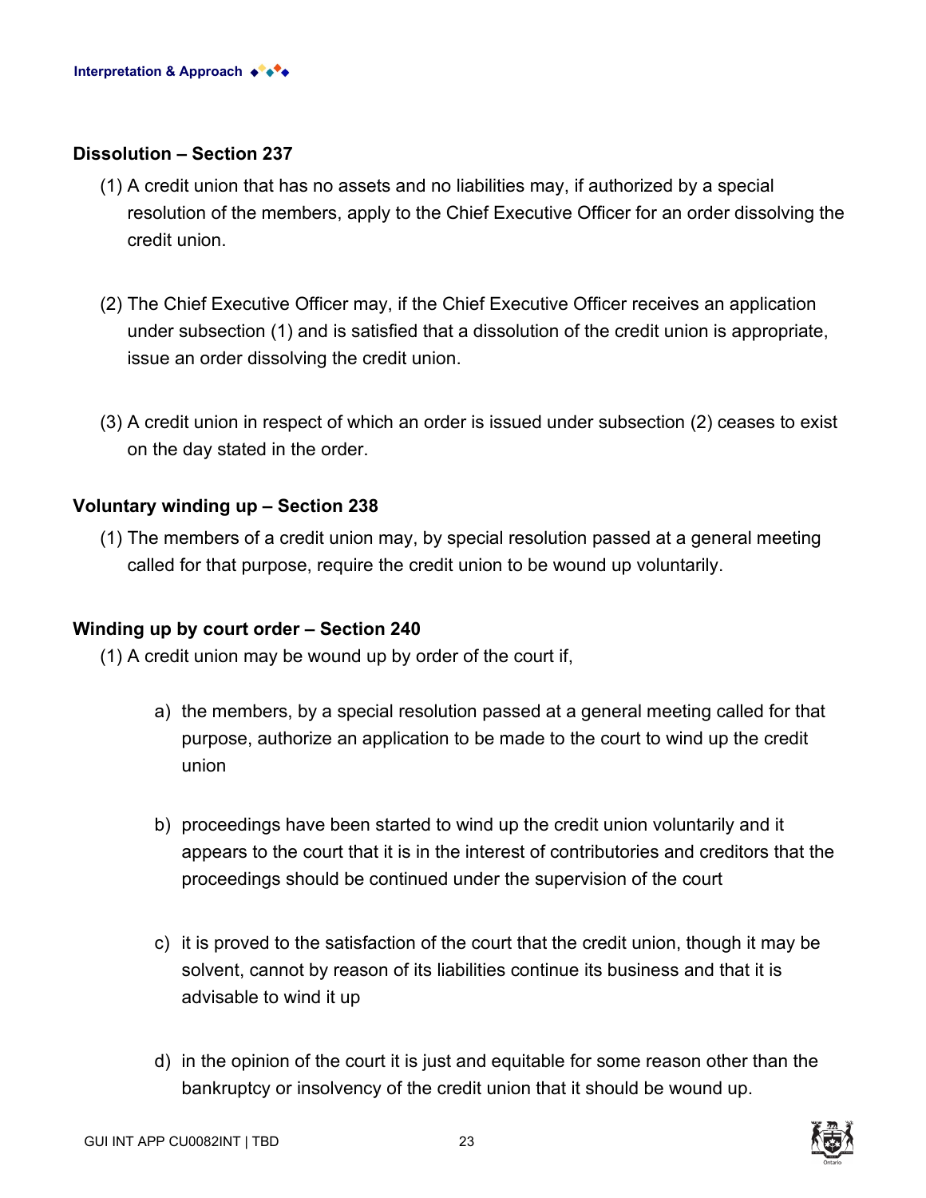### Dissolution – Section 237

(1) A credit union that has no assets and no liabilities may, if authorized by a special resolution of the members, apply to the Chief Executive Officer for an order dissolving the credit union.

(2) The Chief Executive Officer may, if the Chief Executive Officer receives an application under subsection (1) and is satisfied that a dissolution of the credit union is appropriate, issue an order dissolving the credit union.

(3) A credit union in respect of which an order is issued under subsection (2) ceases to exist on the day stated in the order.

### Voluntary winding up – Section 238

(1) The members of a credit union may, by special resolution passed at a general meeting called for that purpose, require the credit union to be wound up voluntarily.

### Winding up by court order – Section 240

(1) A credit union may be wound up by order of the court if,

a) the members, by a special resolution passed at a general meeting called for that purpose, authorize an application to be made to the court to wind up the credit union

b) proceedings have been started to wind up the credit union voluntarily and it appears to the court that it is in the interest of contributories and creditors that the proceedings should be continued under the supervision of the court

c) it is proved to the satisfaction of the court that the credit union, though it may be solvent, cannot by reason of its liabilities continue its business and that it is advisable to wind it up

d) in the opinion of the court it is just and equitable for some reason other than the bankruptcy or insolvency of the credit union that it should be wound up.